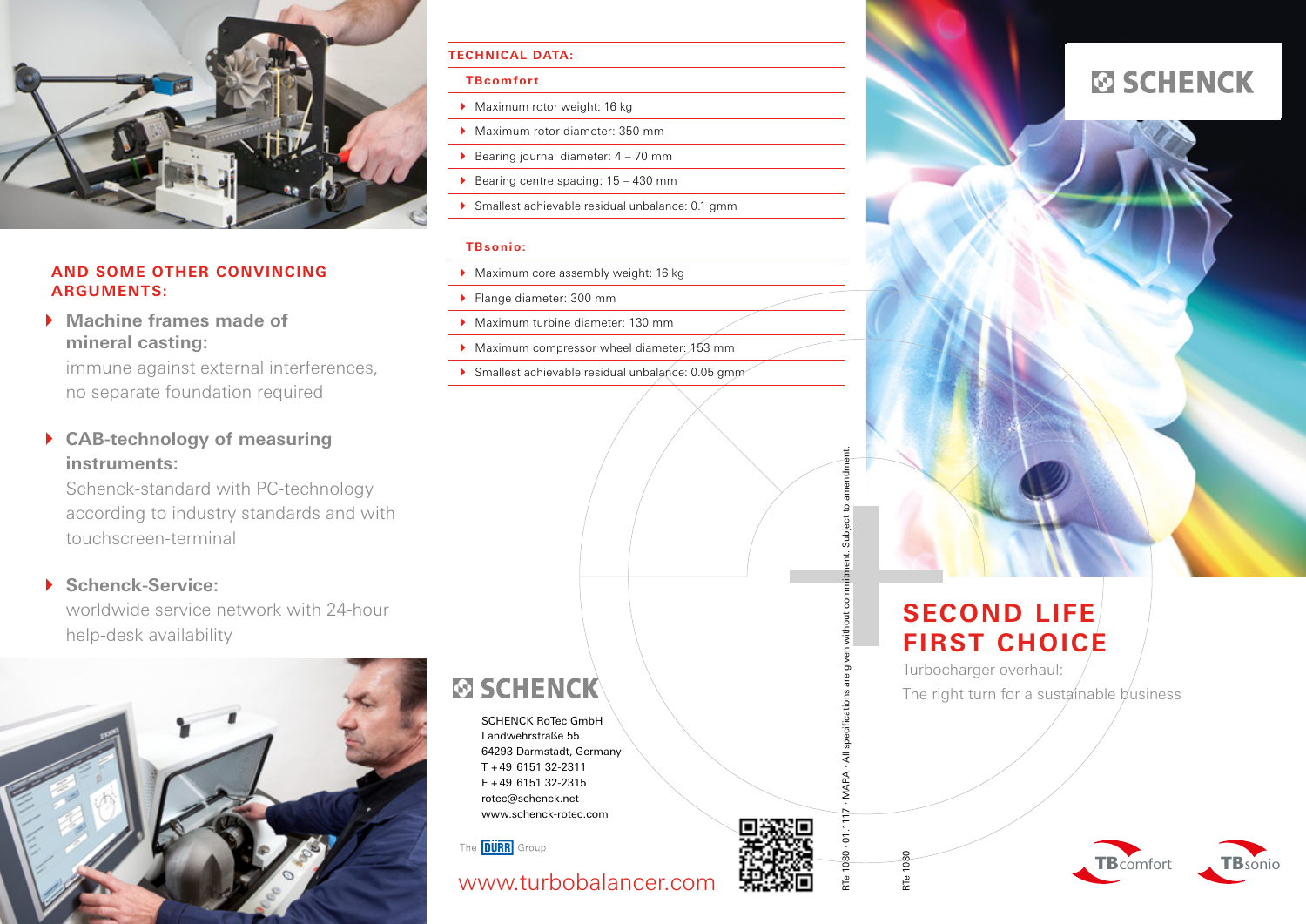## AND SOME OTHER CONVINCING ARGUMENTS:

- **Machine frames made of mineral casting:**
  immune against external interferences, no separate foundation required
- **CAB-technology of measuring instruments:**
  Schenck-standard with PC-technology according to industry standards and with touchscreen-terminal
- **Schenck-Service:**
  worldwide service network with 24-hour help-desk availability

## TECHNICAL DATA:

### TBcomfort

- Maximum rotor weight: 16 kg
- Maximum rotor diameter: 350 mm
- Bearing journal diameter: 4 – 70 mm
- Bearing centre spacing: 15 – 430 mm
- Smallest achievable residual unbalance: 0.1 gmm

### TBsonio:

- Maximum core assembly weight: 16 kg
- Flange diameter: 300 mm
- Maximum turbine diameter: 130 mm
- Maximum compressor wheel diameter: 153 mm
- Smallest achievable residual unbalance: 0.05 gmm

**SCHENCK**

SCHENCK RoTec GmbH
Landwehrstraße 55
64293 Darmstadt, Germany
T +49 6151 32-2311
F +49 6151 32-2315
rotec@schenck.net
www.schenck-rotec.com

The DÜRR Group

www.turbobalancer.com

RTe 1080 · 01.1117 · MARA · All specifications are given without commitment. Subject to amendment.

RTe 1080

**SCHENCK**

# SECOND LIFE FIRST CHOICE

Turbocharger overhaul:
The right turn for a sustainable business

TBcomfort TBsonio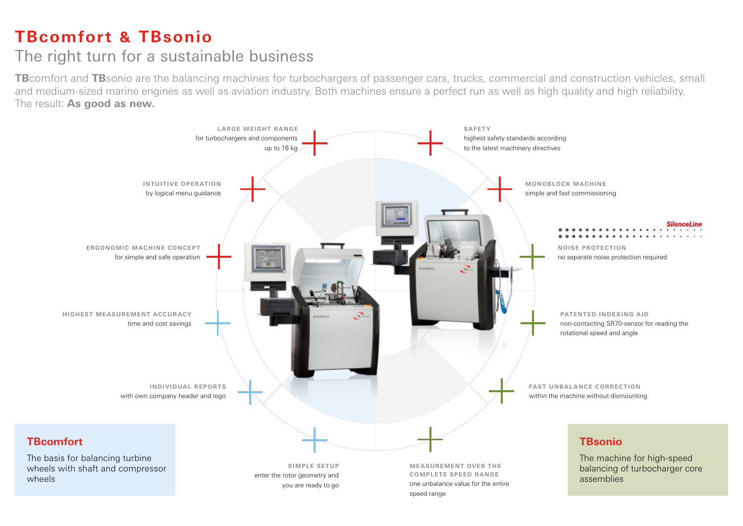# TBcomfort & TBsonio

## The right turn for a sustainable business

**TB**comfort and **TB**sonio are the balancing machines for turbochargers of passenger cars, trucks, commercial and construction vehicles, small and medium-sized marine engines as well as aviation industry. Both machines ensure a perfect run as well as high quality and high reliability. The result: **As good as new.**

**LARGE WEIGHT RANGE**
for turbochargers and components up to 16 kg

**SAFETY**
highest safety standards according to the latest machinery directives

**INTUITIVE OPERATION**
by logical menu guidance

**MONOBLOCK MACHINE**
simple and fast commissioning

**ERGONOMIC MACHINE CONCEPT**
for simple and safe operation

*SilenceLine*

**NOISE PROTECTION**
no separate noise protection required

**HIGHEST MEASUREMENT ACCURACY**
time and cost savings

**PATENTED INDEXING AID**
non-contacting SR70-sensor for reading the rotational speed and angle

**INDIVIDUAL REPORTS**
with own company header and logo

**FAST UNBALANCE CORRECTION**
within the machine without dismounting

**SIMPLE SETUP**
enter the rotor geometry and you are ready to go

**MEASUREMENT OVER THE COMPLETE SPEED RANGE**
one unbalance value for the entire speed range

### TBcomfort

The basis for balancing turbine wheels with shaft and compressor wheels

### TBsonio

The machine for high-speed balancing of turbocharger core assemblies